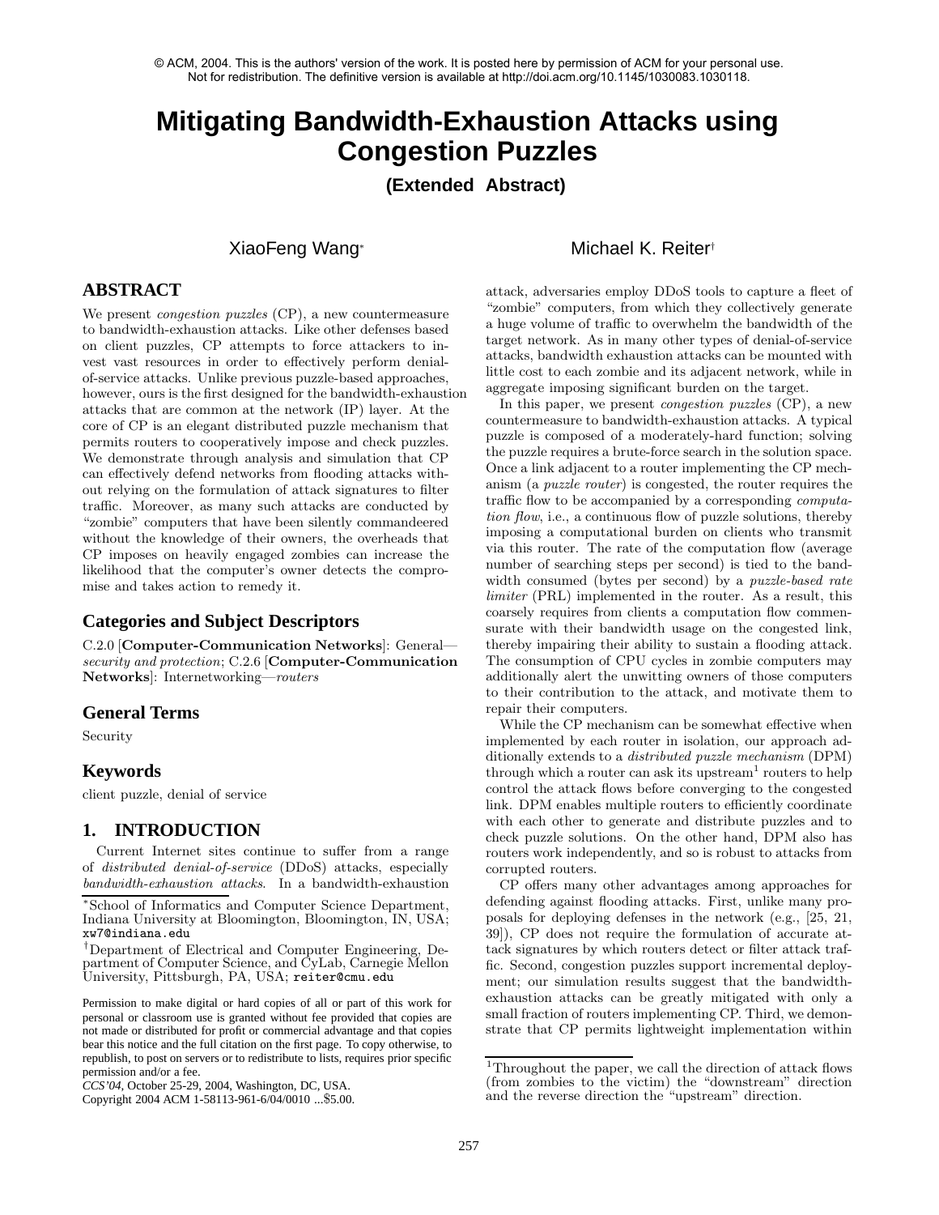© ACM, 2004. This is the authors' version of the work. It is posted here by permission of ACM for your personal use. Not for redistribution. The definitive version is available at http://doi.acm.org/10.1145/1030083.1030118.

# Mitigating Bandwidth-Exhaustion Attacks using Congestion Puzzles

**(Extended Abstract)**

XiaoFeng Wang[*] — Michael K. Reiter[†]

## ABSTRACT

We present *congestion puzzles* (CP), a new countermeasure to bandwidth-exhaustion attacks. Like other defenses based on client puzzles, CP attempts to force attackers to invest vast resources in order to effectively perform denial-of-service attacks. Unlike previous puzzle-based approaches, however, ours is the first designed for the bandwidth-exhaustion attacks that are common at the network (IP) layer. At the core of CP is an elegant distributed puzzle mechanism that permits routers to cooperatively impose and check puzzles. We demonstrate through analysis and simulation that CP can effectively defend networks from flooding attacks without relying on the formulation of attack signatures to filter traffic. Moreover, as many such attacks are conducted by "zombie" computers that have been silently commandeered without the knowledge of their owners, the overheads that CP imposes on heavily engaged zombies can increase the likelihood that the computer's owner detects the compromise and takes action to remedy it.

## Categories and Subject Descriptors

C.2.0 [**Computer-Communication Networks**]: General—*security and protection*; C.2.6 [**Computer-Communication Networks**]: Internetworking—*routers*

## General Terms

Security

## Keywords

client puzzle, denial of service

## 1. INTRODUCTION

Current Internet sites continue to suffer from a range of *distributed denial-of-service* (DDoS) attacks, especially *bandwidth-exhaustion attacks*. In a bandwidth-exhaustion attack, adversaries employ DDoS tools to capture a fleet of "zombie" computers, from which they collectively generate a huge volume of traffic to overwhelm the bandwidth of the target network. As in many other types of denial-of-service attacks, bandwidth exhaustion attacks can be mounted with little cost to each zombie and its adjacent network, while in aggregate imposing significant burden on the target.

In this paper, we present *congestion puzzles* (CP), a new countermeasure to bandwidth-exhaustion attacks. A typical puzzle is composed of a moderately-hard function; solving the puzzle requires a brute-force search in the solution space. Once a link adjacent to a router implementing the CP mechanism (a *puzzle router*) is congested, the router requires the traffic flow to be accompanied by a corresponding *computation flow*, i.e., a continuous flow of puzzle solutions, thereby imposing a computational burden on clients who transmit via this router. The rate of the computation flow (average number of searching steps per second) is tied to the bandwidth consumed (bytes per second) by a *puzzle-based rate limiter* (PRL) implemented in the router. As a result, this coarsely requires from clients a computation flow commensurate with their bandwidth usage on the congested link, thereby impairing their ability to sustain a flooding attack. The consumption of CPU cycles in zombie computers may additionally alert the unwitting owners of those computers to their contribution to the attack, and motivate them to repair their computers.

While the CP mechanism can be somewhat effective when implemented by each router in isolation, our approach additionally extends to a *distributed puzzle mechanism* (DPM) through which a router can ask its upstream[1] routers to help control the attack flows before converging to the congested link. DPM enables multiple routers to efficiently coordinate with each other to generate and distribute puzzles and to check puzzle solutions. On the other hand, DPM also has routers work independently, and so is robust to attacks from corrupted routers.

CP offers many other advantages among approaches for defending against flooding attacks. First, unlike many proposals for deploying defenses in the network (e.g., [25, 21, 39]), CP does not require the formulation of accurate attack signatures by which routers detect or filter attack traffic. Second, congestion puzzles support incremental deployment; our simulation results suggest that the bandwidth-exhaustion attacks can be greatly mitigated with only a small fraction of routers implementing CP. Third, we demonstrate that CP permits lightweight implementation within

[*] School of Informatics and Computer Science Department, Indiana University at Bloomington, Bloomington, IN, USA; xw7@indiana.edu

[†] Department of Electrical and Computer Engineering, Department of Computer Science, and CyLab, Carnegie Mellon University, Pittsburgh, PA, USA; reiter@cmu.edu

Permission to make digital or hard copies of all or part of this work for personal or classroom use is granted without fee provided that copies are not made or distributed for profit or commercial advantage and that copies bear this notice and the full citation on the first page. To copy otherwise, to republish, to post on servers or to redistribute to lists, requires prior specific permission and/or a fee.
*CCS'04*, October 25-29, 2004, Washington, DC, USA.
Copyright 2004 ACM 1-58113-961-6/04/0010 ...$5.00.

[1] Throughout the paper, we call the direction of attack flows (from zombies to the victim) the "downstream" direction and the reverse direction the "upstream" direction.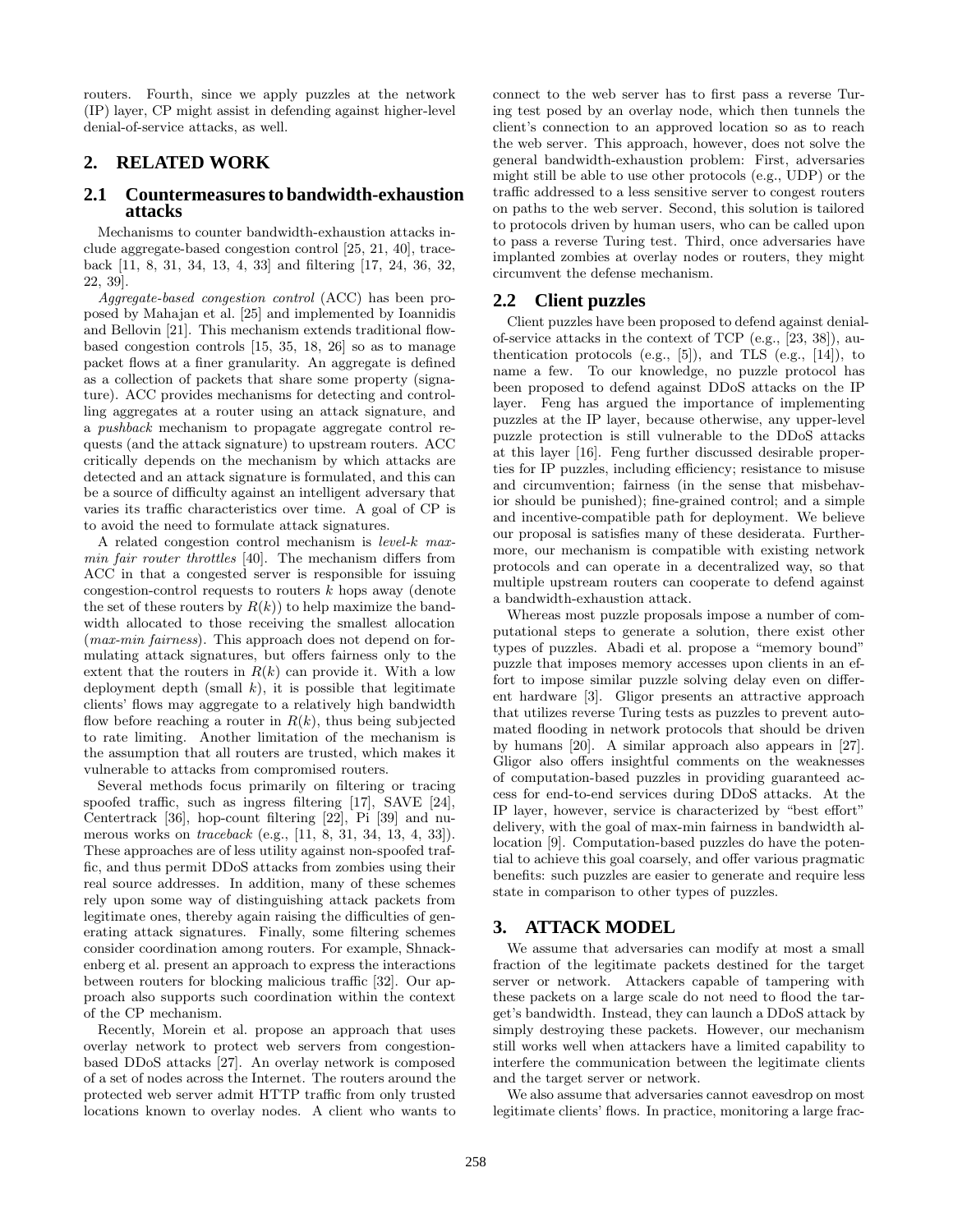routers. Fourth, since we apply puzzles at the network (IP) layer, CP might assist in defending against higher-level denial-of-service attacks, as well.

## 2. RELATED WORK

### 2.1 Countermeasures to bandwidth-exhaustion attacks

Mechanisms to counter bandwidth-exhaustion attacks include aggregate-based congestion control [25, 21, 40], traceback [11, 8, 31, 34, 13, 4, 33] and filtering [17, 24, 36, 32, 22, 39].

*Aggregate-based congestion control* (ACC) has been proposed by Mahajan et al. [25] and implemented by Ioannidis and Bellovin [21]. This mechanism extends traditional flow-based congestion controls [15, 35, 18, 26] so as to manage packet flows at a finer granularity. An aggregate is defined as a collection of packets that share some property (signature). ACC provides mechanisms for detecting and controlling aggregates at a router using an attack signature, and a *pushback* mechanism to propagate aggregate control requests (and the attack signature) to upstream routers. ACC critically depends on the mechanism by which attacks are detected and an attack signature is formulated, and this can be a source of difficulty against an intelligent adversary that varies its traffic characteristics over time. A goal of CP is to avoid the need to formulate attack signatures.

A related congestion control mechanism is *level-k max-min fair router throttles* [40]. The mechanism differs from ACC in that a congested server is responsible for issuing congestion-control requests to routers $k$ hops away (denote the set of these routers by $R(k)$) to help maximize the bandwidth allocated to those receiving the smallest allocation (*max-min fairness*). This approach does not depend on formulating attack signatures, but offers fairness only to the extent that the routers in $R(k)$ can provide it. With a low deployment depth (small $k$), it is possible that legitimate clients' flows may aggregate to a relatively high bandwidth flow before reaching a router in $R(k)$, thus being subjected to rate limiting. Another limitation of the mechanism is the assumption that all routers are trusted, which makes it vulnerable to attacks from compromised routers.

Several methods focus primarily on filtering or tracing spoofed traffic, such as ingress filtering [17], SAVE [24], Centertrack [36], hop-count filtering [22], Pi [39] and numerous works on *traceback* (e.g., [11, 8, 31, 34, 13, 4, 33]). These approaches are of less utility against non-spoofed traffic, and thus permit DDoS attacks from zombies using their real source addresses. In addition, many of these schemes rely upon some way of distinguishing attack packets from legitimate ones, thereby again raising the difficulties of generating attack signatures. Finally, some filtering schemes consider coordination among routers. For example, Shnackenberg et al. present an approach to express the interactions between routers for blocking malicious traffic [32]. Our approach also supports such coordination within the context of the CP mechanism.

Recently, Morein et al. propose an approach that uses overlay network to protect web servers from congestion-based DDoS attacks [27]. An overlay network is composed of a set of nodes across the Internet. The routers around the protected web server admit HTTP traffic from only trusted locations known to overlay nodes. A client who wants to connect to the web server has to first pass a reverse Turing test posed by an overlay node, which then tunnels the client's connection to an approved location so as to reach the web server. This approach, however, does not solve the general bandwidth-exhaustion problem: First, adversaries might still be able to use other protocols (e.g., UDP) or the traffic addressed to a less sensitive server to congest routers on paths to the web server. Second, this solution is tailored to protocols driven by human users, who can be called upon to pass a reverse Turing test. Third, once adversaries have implanted zombies at overlay nodes or routers, they might circumvent the defense mechanism.

### 2.2 Client puzzles

Client puzzles have been proposed to defend against denial-of-service attacks in the context of TCP (e.g., [23, 38]), authentication protocols (e.g., [5]), and TLS (e.g., [14]), to name a few. To our knowledge, no puzzle protocol has been proposed to defend against DDoS attacks on the IP layer. Feng has argued the importance of implementing puzzles at the IP layer, because otherwise, any upper-level puzzle protection is still vulnerable to the DDoS attacks at this layer [16]. Feng further discussed desirable properties for IP puzzles, including efficiency; resistance to misuse and circumvention; fairness (in the sense that misbehavior should be punished); fine-grained control; and a simple and incentive-compatible path for deployment. We believe our proposal is satisfies many of these desiderata. Furthermore, our mechanism is compatible with existing network protocols and can operate in a decentralized way, so that multiple upstream routers can cooperate to defend against a bandwidth-exhaustion attack.

Whereas most puzzle proposals impose a number of computational steps to generate a solution, there exist other types of puzzles. Abadi et al. propose a "memory bound" puzzle that imposes memory accesses upon clients in an effort to impose similar puzzle solving delay even on different hardware [3]. Gligor presents an attractive approach that utilizes reverse Turing tests as puzzles to prevent automated flooding in network protocols that should be driven by humans [20]. A similar approach also appears in [27]. Gligor also offers insightful comments on the weaknesses of computation-based puzzles in providing guaranteed access for end-to-end services during DDoS attacks. At the IP layer, however, service is characterized by "best effort" delivery, with the goal of max-min fairness in bandwidth allocation [9]. Computation-based puzzles do have the potential to achieve this goal coarsely, and offer various pragmatic benefits: such puzzles are easier to generate and require less state in comparison to other types of puzzles.

## 3. ATTACK MODEL

We assume that adversaries can modify at most a small fraction of the legitimate packets destined for the target server or network. Attackers capable of tampering with these packets on a large scale do not need to flood the target's bandwidth. Instead, they can launch a DDoS attack by simply destroying these packets. However, our mechanism still works well when attackers have a limited capability to interfere the communication between the legitimate clients and the target server or network.

We also assume that adversaries cannot eavesdrop on most legitimate clients' flows. In practice, monitoring a large frac-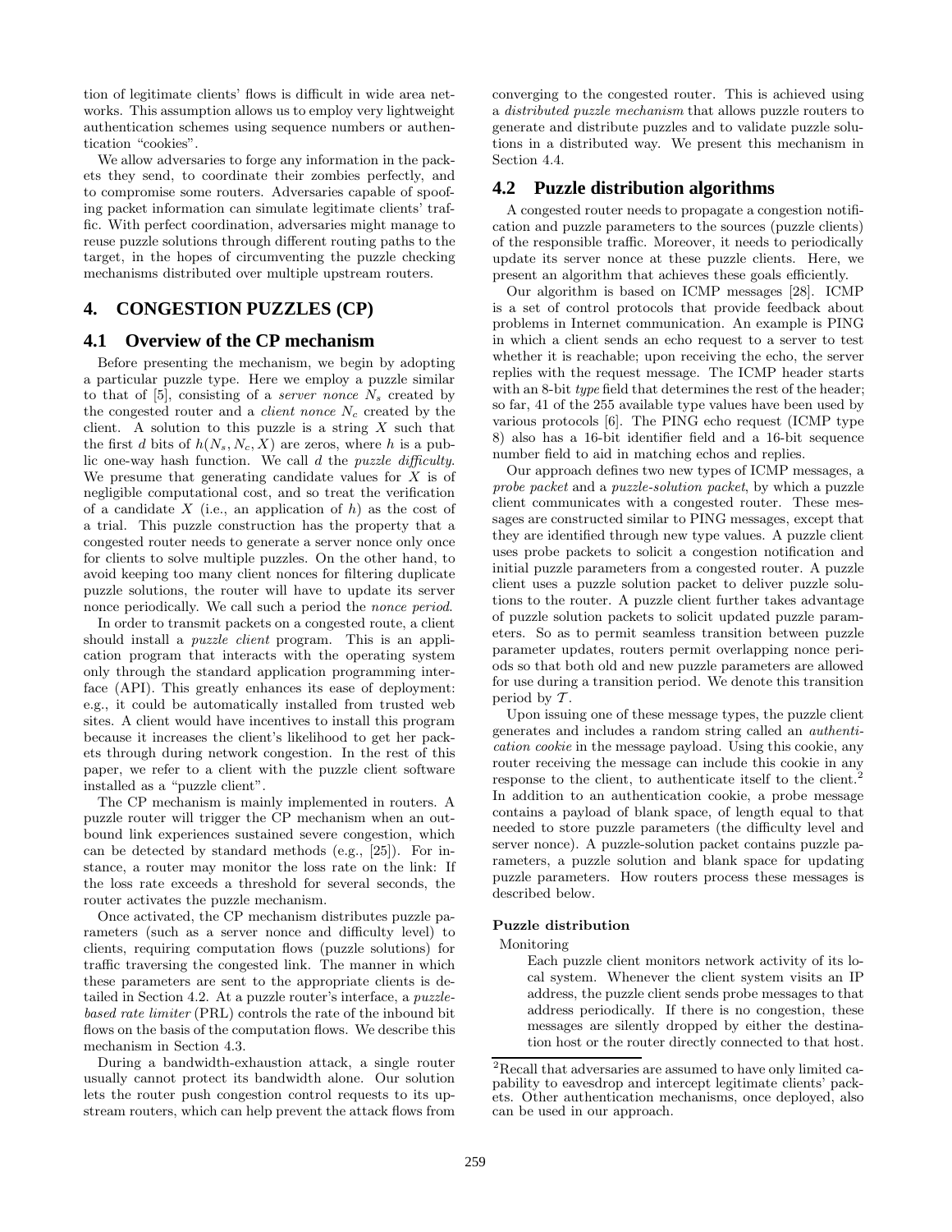tion of legitimate clients' flows is difficult in wide area networks. This assumption allows us to employ very lightweight authentication schemes using sequence numbers or authentication "cookies".

We allow adversaries to forge any information in the packets they send, to coordinate their zombies perfectly, and to compromise some routers. Adversaries capable of spoofing packet information can simulate legitimate clients' traffic. With perfect coordination, adversaries might manage to reuse puzzle solutions through different routing paths to the target, in the hopes of circumventing the puzzle checking mechanisms distributed over multiple upstream routers.

## 4. CONGESTION PUZZLES (CP)

### 4.1 Overview of the CP mechanism

Before presenting the mechanism, we begin by adopting a particular puzzle type. Here we employ a puzzle similar to that of [5], consisting of a *server nonce* $N_s$ created by the congested router and a *client nonce* $N_c$ created by the client. A solution to this puzzle is a string $X$ such that the first $d$ bits of $h(N_s, N_c, X)$ are zeros, where $h$ is a public one-way hash function. We call $d$ the *puzzle difficulty*. We presume that generating candidate values for $X$ is of negligible computational cost, and so treat the verification of a candidate $X$ (i.e., an application of $h$) as the cost of a trial. This puzzle construction has the property that a congested router needs to generate a server nonce only once for clients to solve multiple puzzles. On the other hand, to avoid keeping too many client nonces for filtering duplicate puzzle solutions, the router will have to update its server nonce periodically. We call such a period the *nonce period*.

In order to transmit packets on a congested route, a client should install a *puzzle client* program. This is an application program that interacts with the operating system only through the standard application programming interface (API). This greatly enhances its ease of deployment: e.g., it could be automatically installed from trusted web sites. A client would have incentives to install this program because it increases the client's likelihood to get her packets through during network congestion. In the rest of this paper, we refer to a client with the puzzle client software installed as a "puzzle client".

The CP mechanism is mainly implemented in routers. A puzzle router will trigger the CP mechanism when an outbound link experiences sustained severe congestion, which can be detected by standard methods (e.g., [25]). For instance, a router may monitor the loss rate on the link: If the loss rate exceeds a threshold for several seconds, the router activates the puzzle mechanism.

Once activated, the CP mechanism distributes puzzle parameters (such as a server nonce and difficulty level) to clients, requiring computation flows (puzzle solutions) for traffic traversing the congested link. The manner in which these parameters are sent to the appropriate clients is detailed in Section 4.2. At a puzzle router's interface, a *puzzle-based rate limiter* (PRL) controls the rate of the inbound bit flows on the basis of the computation flows. We describe this mechanism in Section 4.3.

During a bandwidth-exhaustion attack, a single router usually cannot protect its bandwidth alone. Our solution lets the router push congestion control requests to its upstream routers, which can help prevent the attack flows from converging to the congested router. This is achieved using a *distributed puzzle mechanism* that allows puzzle routers to generate and distribute puzzles and to validate puzzle solutions in a distributed way. We present this mechanism in Section 4.4.

### 4.2 Puzzle distribution algorithms

A congested router needs to propagate a congestion notification and puzzle parameters to the sources (puzzle clients) of the responsible traffic. Moreover, it needs to periodically update its server nonce at these puzzle clients. Here, we present an algorithm that achieves these goals efficiently.

Our algorithm is based on ICMP messages [28]. ICMP is a set of control protocols that provide feedback about problems in Internet communication. An example is PING in which a client sends an echo request to a server to test whether it is reachable; upon receiving the echo, the server replies with the request message. The ICMP header starts with an 8-bit *type* field that determines the rest of the header; so far, 41 of the 255 available type values have been used by various protocols [6]. The PING echo request (ICMP type 8) also has a 16-bit identifier field and a 16-bit sequence number field to aid in matching echos and replies.

Our approach defines two new types of ICMP messages, a *probe packet* and a *puzzle-solution packet*, by which a puzzle client communicates with a congested router. These messages are constructed similar to PING messages, except that they are identified through new type values. A puzzle client uses probe packets to solicit a congestion notification and initial puzzle parameters from a congested router. A puzzle client uses a puzzle solution packet to deliver puzzle solutions to the router. A puzzle client further takes advantage of puzzle solution packets to solicit updated puzzle parameters. So as to permit seamless transition between puzzle parameter updates, routers permit overlapping nonce periods so that both old and new puzzle parameters are allowed for use during a transition period. We denote this transition period by $\mathcal{T}$.

Upon issuing one of these message types, the puzzle client generates and includes a random string called an *authentication cookie* in the message payload. Using this cookie, any router receiving the message can include this cookie in any response to the client, to authenticate itself to the client.[2] In addition to an authentication cookie, a probe message contains a payload of blank space, of length equal to that needed to store puzzle parameters (the difficulty level and server nonce). A puzzle-solution packet contains puzzle parameters, a puzzle solution and blank space for updating puzzle parameters. How routers process these messages is described below.

**Puzzle distribution**

Monitoring

Each puzzle client monitors network activity of its local system. Whenever the client system visits an IP address, the puzzle client sends probe messages to that address periodically. If there is no congestion, these messages are silently dropped by either the destination host or the router directly connected to that host.

[2] Recall that adversaries are assumed to have only limited capability to eavesdrop and intercept legitimate clients' packets. Other authentication mechanisms, once deployed, also can be used in our approach.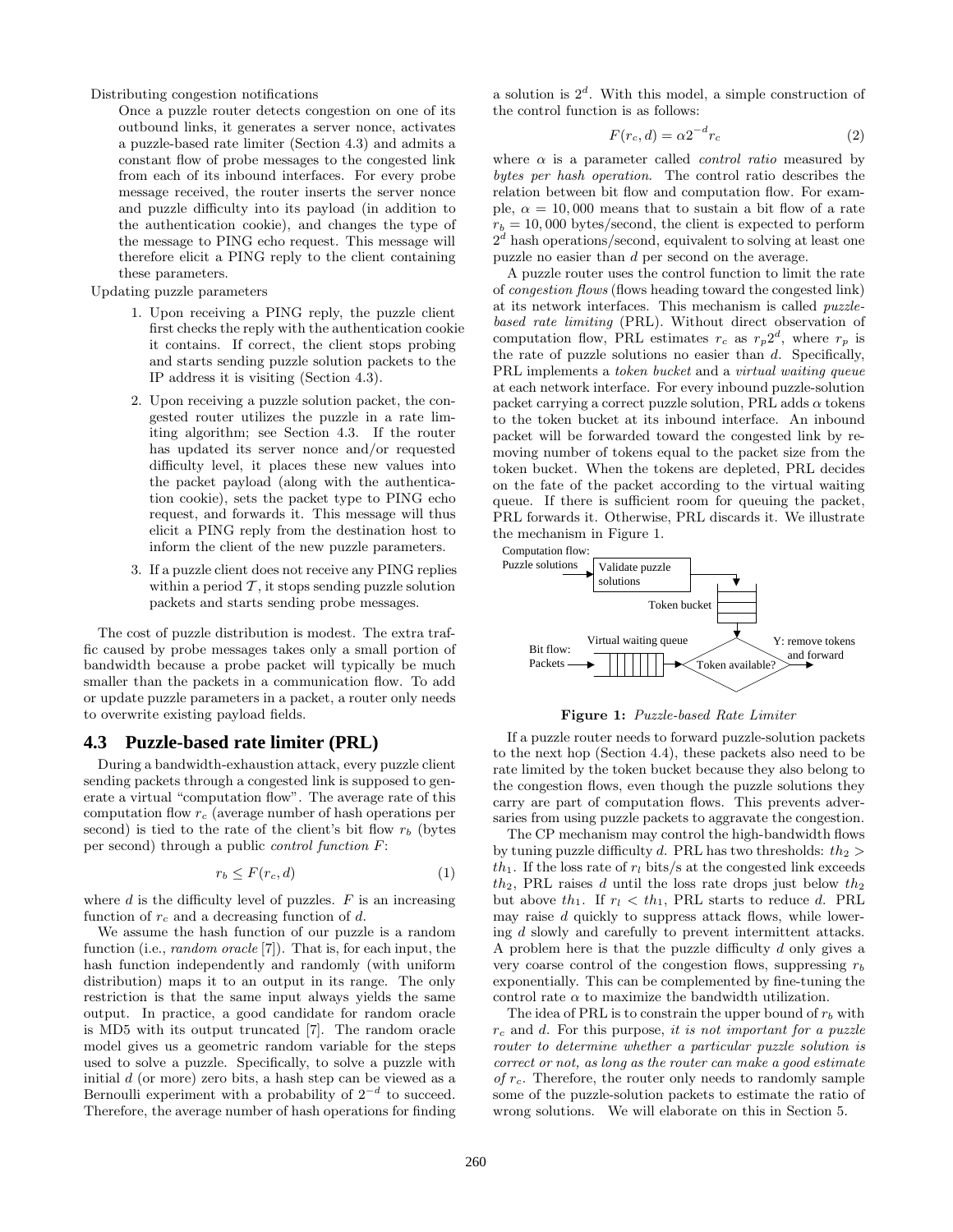Distributing congestion notifications

Once a puzzle router detects congestion on one of its outbound links, it generates a server nonce, activates a puzzle-based rate limiter (Section 4.3) and admits a constant flow of probe messages to the congested link from each of its inbound interfaces. For every probe message received, the router inserts the server nonce and puzzle difficulty into its payload (in addition to the authentication cookie), and changes the type of the message to PING echo request. This message will therefore elicit a PING reply to the client containing these parameters.

Updating puzzle parameters

1. Upon receiving a PING reply, the puzzle client first checks the reply with the authentication cookie it contains. If correct, the client stops probing and starts sending puzzle solution packets to the IP address it is visiting (Section 4.3).
2. Upon receiving a puzzle solution packet, the congested router utilizes the puzzle in a rate limiting algorithm; see Section 4.3. If the router has updated its server nonce and/or requested difficulty level, it places these new values into the packet payload (along with the authentication cookie), sets the packet type to PING echo request, and forwards it. This message will thus elicit a PING reply from the destination host to inform the client of the new puzzle parameters.
3. If a puzzle client does not receive any PING replies within a period $\mathcal{T}$, it stops sending puzzle solution packets and starts sending probe messages.

The cost of puzzle distribution is modest. The extra traffic caused by probe messages takes only a small portion of bandwidth because a probe packet will typically be much smaller than the packets in a communication flow. To add or update puzzle parameters in a packet, a router only needs to overwrite existing payload fields.

## 4.3 Puzzle-based rate limiter (PRL)

During a bandwidth-exhaustion attack, every puzzle client sending packets through a congested link is supposed to generate a virtual "computation flow". The average rate of this computation flow $r_c$ (average number of hash operations per second) is tied to the rate of the client's bit flow $r_b$ (bytes per second) through a public *control function* $F$:

$$r_b \leq F(r_c, d) \tag{1}$$

where $d$ is the difficulty level of puzzles. $F$ is an increasing function of $r_c$ and a decreasing function of $d$.

We assume the hash function of our puzzle is a random function (i.e., *random oracle* [7]). That is, for each input, the hash function independently and randomly (with uniform distribution) maps it to an output in its range. The only restriction is that the same input always yields the same output. In practice, a good candidate for random oracle is MD5 with its output truncated [7]. The random oracle model gives us a geometric random variable for the steps used to solve a puzzle. Specifically, to solve a puzzle with initial $d$ (or more) zero bits, a hash step can be viewed as a Bernoulli experiment with a probability of $2^{-d}$ to succeed. Therefore, the average number of hash operations for finding a solution is $2^d$. With this model, a simple construction of the control function is as follows:

$$F(r_c, d) = \alpha 2^{-d} r_c \tag{2}$$

where $\alpha$ is a parameter called *control ratio* measured by *bytes per hash operation*. The control ratio describes the relation between bit flow and computation flow. For example, $\alpha = 10,000$ means that to sustain a bit flow of a rate $r_b = 10,000$ bytes/second, the client is expected to perform $2^d$ hash operations/second, equivalent to solving at least one puzzle no easier than $d$ per second on the average.

A puzzle router uses the control function to limit the rate of *congestion flows* (flows heading toward the congested link) at its network interfaces. This mechanism is called *puzzle-based rate limiting* (PRL). Without direct observation of computation flow, PRL estimates $r_c$ as $r_p 2^d$, where $r_p$ is the rate of puzzle solutions no easier than $d$. Specifically, PRL implements a *token bucket* and a *virtual waiting queue* at each network interface. For every inbound puzzle-solution packet carrying a correct puzzle solution, PRL adds $\alpha$ tokens to the token bucket at its inbound interface. An inbound packet will be forwarded toward the congested link by removing number of tokens equal to the packet size from the token bucket. When the tokens are depleted, PRL decides on the fate of the packet according to the virtual waiting queue. If there is sufficient room for queuing the packet, PRL forwards it. Otherwise, PRL discards it. We illustrate the mechanism in Figure 1.

Computation flow: Puzzle solutions → Validate puzzle solutions → Token bucket → Token available? → Y: remove tokens and forward

Bit flow: Packets → Virtual waiting queue → Token available?

**Figure 1:** *Puzzle-based Rate Limiter*

If a puzzle router needs to forward puzzle-solution packets to the next hop (Section 4.4), these packets also need to be rate limited by the token bucket because they also belong to the congestion flows, even though the puzzle solutions they carry are part of computation flows. This prevents adversaries from using puzzle packets to aggravate the congestion.

The CP mechanism may control the high-bandwidth flows by tuning puzzle difficulty $d$. PRL has two thresholds: $th_2 > th_1$. If the loss rate of $r_l$ bits/s at the congested link exceeds $th_2$, PRL raises $d$ until the loss rate drops just below $th_2$ but above $th_1$. If $r_l < th_1$, PRL starts to reduce $d$. PRL may raise $d$ quickly to suppress attack flows, while lowering $d$ slowly and carefully to prevent intermittent attacks. A problem here is that the puzzle difficulty $d$ only gives a very coarse control of the congestion flows, suppressing $r_b$ exponentially. This can be complemented by fine-tuning the control rate $\alpha$ to maximize the bandwidth utilization.

The idea of PRL is to constrain the upper bound of $r_b$ with $r_c$ and $d$. For this purpose, *it is not important for a puzzle router to determine whether a particular puzzle solution is correct or not, as long as the router can make a good estimate of* $r_c$. Therefore, the router only needs to randomly sample some of the puzzle-solution packets to estimate the ratio of wrong solutions. We will elaborate on this in Section 5.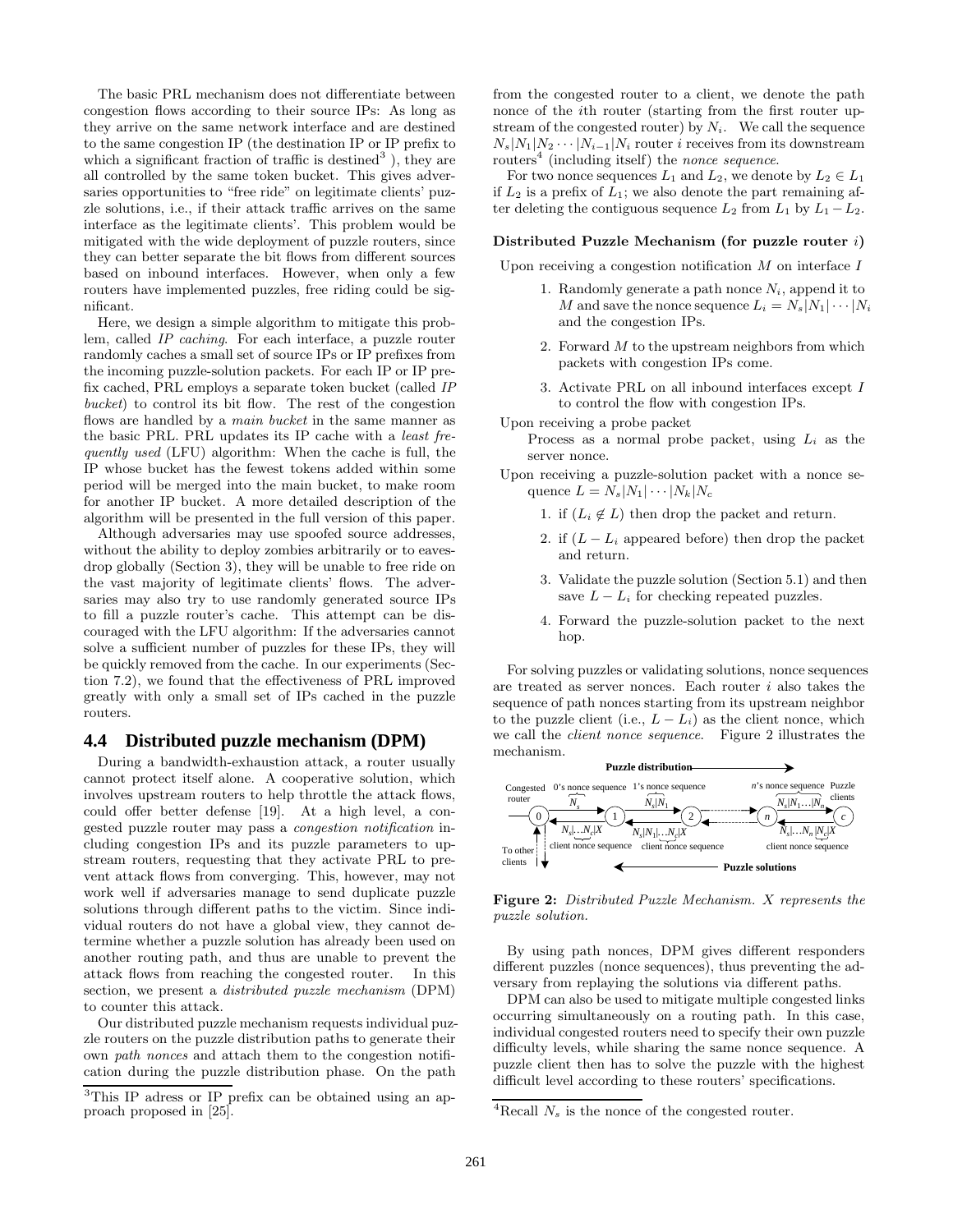The basic PRL mechanism does not differentiate between congestion flows according to their source IPs: As long as they arrive on the same network interface and are destined to the same congestion IP (the destination IP or IP prefix to which a significant fraction of traffic is destined[3] ), they are all controlled by the same token bucket. This gives adversaries opportunities to "free ride" on legitimate clients' puzzle solutions, i.e., if their attack traffic arrives on the same interface as the legitimate clients'. This problem would be mitigated with the wide deployment of puzzle routers, since they can better separate the bit flows from different sources based on inbound interfaces. However, when only a few routers have implemented puzzles, free riding could be significant.

Here, we design a simple algorithm to mitigate this problem, called *IP caching*. For each interface, a puzzle router randomly caches a small set of source IPs or IP prefixes from the incoming puzzle-solution packets. For each IP or IP prefix cached, PRL employs a separate token bucket (called *IP bucket*) to control its bit flow. The rest of the congestion flows are handled by a *main bucket* in the same manner as the basic PRL. PRL updates its IP cache with a *least frequently used* (LFU) algorithm: When the cache is full, the IP whose bucket has the fewest tokens added within some period will be merged into the main bucket, to make room for another IP bucket. A more detailed description of the algorithm will be presented in the full version of this paper.

Although adversaries may use spoofed source addresses, without the ability to deploy zombies arbitrarily or to eavesdrop globally (Section 3), they will be unable to free ride on the vast majority of legitimate clients' flows. The adversaries may also try to use randomly generated source IPs to fill a puzzle router's cache. This attempt can be discouraged with the LFU algorithm: If the adversaries cannot solve a sufficient number of puzzles for these IPs, they will be quickly removed from the cache. In our experiments (Section 7.2), we found that the effectiveness of PRL improved greatly with only a small set of IPs cached in the puzzle routers.

## 4.4 Distributed puzzle mechanism (DPM)

During a bandwidth-exhaustion attack, a router usually cannot protect itself alone. A cooperative solution, which involves upstream routers to help throttle the attack flows, could offer better defense [19]. At a high level, a congested puzzle router may pass a *congestion notification* including congestion IPs and its puzzle parameters to upstream routers, requesting that they activate PRL to prevent attack flows from converging. This, however, may not work well if adversaries manage to send duplicate puzzle solutions through different paths to the victim. Since individual routers do not have a global view, they cannot determine whether a puzzle solution has already been used on another routing path, and thus are unable to prevent the attack flows from reaching the congested router. In this section, we present a *distributed puzzle mechanism* (DPM) to counter this attack.

Our distributed puzzle mechanism requests individual puzzle routers on the puzzle distribution paths to generate their own *path nonces* and attach them to the congestion notification during the puzzle distribution phase. On the path from the congested router to a client, we denote the path nonce of the $i$th router (starting from the first router upstream of the congested router) by $N_i$. We call the sequence $N_s|N_1|N_2 \cdots |N_{i-1}|N_i$ router $i$ receives from its downstream routers[4] (including itself) the *nonce sequence*.

For two nonce sequences $L_1$ and $L_2$, we denote by $L_2 \in L_1$ if $L_2$ is a prefix of $L_1$; we also denote the part remaining after deleting the contiguous sequence $L_2$ from $L_1$ by $L_1 - L_2$.

**Distributed Puzzle Mechanism (for puzzle router $i$)**

Upon receiving a congestion notification $M$ on interface $I$

1. Randomly generate a path nonce $N_i$, append it to $M$ and save the nonce sequence $L_i = N_s|N_1|\cdots|N_i$ and the congestion IPs.
2. Forward $M$ to the upstream neighbors from which packets with congestion IPs come.
3. Activate PRL on all inbound interfaces except $I$ to control the flow with congestion IPs.

Upon receiving a probe packet

Process as a normal probe packet, using $L_i$ as the server nonce.

Upon receiving a puzzle-solution packet with a nonce sequence $L = N_s|N_1|\cdots|N_k|N_c$

1. if ($L_i \notin L$) then drop the packet and return.
2. if ($L - L_i$ appeared before) then drop the packet and return.
3. Validate the puzzle solution (Section 5.1) and then save $L - L_i$ for checking repeated puzzles.
4. Forward the puzzle-solution packet to the next hop.

For solving puzzles or validating solutions, nonce sequences are treated as server nonces. Each router $i$ also takes the sequence of path nonces starting from its upstream neighbor to the puzzle client (i.e., $L - L_i$) as the client nonce, which we call the *client nonce sequence*. Figure 2 illustrates the mechanism.

**Figure 2:** *Distributed Puzzle Mechanism. X represents the puzzle solution.*

By using path nonces, DPM gives different responders different puzzles (nonce sequences), thus preventing the adversary from replaying the solutions via different paths.

DPM can also be used to mitigate multiple congested links occurring simultaneously on a routing path. In this case, individual congested routers need to specify their own puzzle difficulty levels, while sharing the same nonce sequence. A puzzle client then has to solve the puzzle with the highest difficult level according to these routers' specifications.

[3] This IP adress or IP prefix can be obtained using an approach proposed in [25].

[4] Recall $N_s$ is the nonce of the congested router.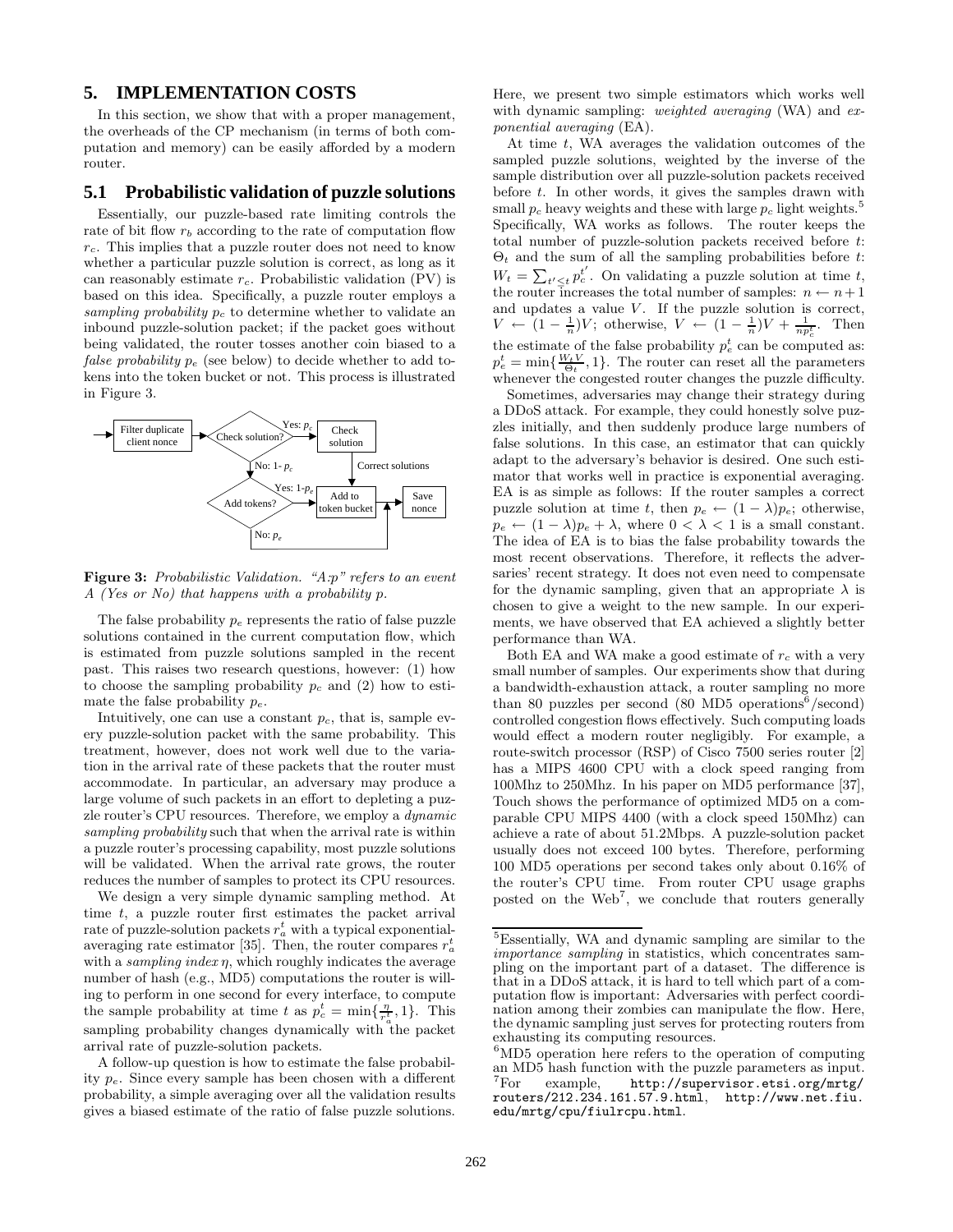## 5. IMPLEMENTATION COSTS

In this section, we show that with a proper management, the overheads of the CP mechanism (in terms of both computation and memory) can be easily afforded by a modern router.

### 5.1 Probabilistic validation of puzzle solutions

Essentially, our puzzle-based rate limiting controls the rate of bit flow $r_b$ according to the rate of computation flow $r_c$. This implies that a puzzle router does not need to know whether a particular puzzle solution is correct, as long as it can reasonably estimate $r_c$. Probabilistic validation (PV) is based on this idea. Specifically, a puzzle router employs a *sampling probability* $p_c$ to determine whether to validate an inbound puzzle-solution packet; if the packet goes without being validated, the router tosses another coin biased to a *false probability* $p_e$ (see below) to decide whether to add tokens into the token bucket or not. This process is illustrated in Figure 3.

**Figure 3:** *Probabilistic Validation. "A:p" refers to an event A (Yes or No) that happens with a probability p.*

The false probability $p_e$ represents the ratio of false puzzle solutions contained in the current computation flow, which is estimated from puzzle solutions sampled in the recent past. This raises two research questions, however: (1) how to choose the sampling probability $p_c$ and (2) how to estimate the false probability $p_e$.

Intuitively, one can use a constant $p_c$, that is, sample every puzzle-solution packet with the same probability. This treatment, however, does not work well due to the variation in the arrival rate of these packets that the router must accommodate. In particular, an adversary may produce a large volume of such packets in an effort to depleting a puzzle router's CPU resources. Therefore, we employ a *dynamic sampling probability* such that when the arrival rate is within a puzzle router's processing capability, most puzzle solutions will be validated. When the arrival rate grows, the router reduces the number of samples to protect its CPU resources.

We design a very simple dynamic sampling method. At time $t$, a puzzle router first estimates the packet arrival rate of puzzle-solution packets $r_a^t$ with a typical exponential-averaging rate estimator [35]. Then, the router compares $r_a^t$ with a *sampling index* $\eta$, which roughly indicates the average number of hash (e.g., MD5) computations the router is willing to perform in one second for every interface, to compute the sample probability at time $t$ as $p_c^t = \min\{\frac{\eta}{r_a^t}, 1\}$. This sampling probability changes dynamically with the packet arrival rate of puzzle-solution packets.

A follow-up question is how to estimate the false probability $p_e$. Since every sample has been chosen with a different probability, a simple averaging over all the validation results gives a biased estimate of the ratio of false puzzle solutions. Here, we present two simple estimators which works well with dynamic sampling: *weighted averaging* (WA) and *exponential averaging* (EA).

At time $t$, WA averages the validation outcomes of the sampled puzzle solutions, weighted by the inverse of the sample distribution over all puzzle-solution packets received before $t$. In other words, it gives the samples drawn with small $p_c$ heavy weights and these with large $p_c$ light weights.[5] Specifically, WA works as follows. The router keeps the total number of puzzle-solution packets received before $t$: $\Theta_t$ and the sum of all the sampling probabilities before $t$: $W_t = \sum_{t' \leq t} p_c^{t'}$. On validating a puzzle solution at time $t$, the router increases the total number of samples: $n \leftarrow n+1$ and updates a value $V$. If the puzzle solution is correct, $V \leftarrow (1-\frac{1}{n})V$; otherwise, $V \leftarrow (1-\frac{1}{n})V + \frac{1}{np_c^t}$. Then the estimate of the false probability $p_e^t$ can be computed as: $p_e^t = \min\{\frac{W_t V}{\Theta_t}, 1\}$. The router can reset all the parameters whenever the congested router changes the puzzle difficulty.

Sometimes, adversaries may change their strategy during a DDoS attack. For example, they could honestly solve puzzles initially, and then suddenly produce large numbers of false solutions. In this case, an estimator that can quickly adapt to the adversary's behavior is desired. One such estimator that works well in practice is exponential averaging. EA is as simple as follows: If the router samples a correct puzzle solution at time $t$, then $p_e \leftarrow (1-\lambda)p_e$; otherwise, $p_e \leftarrow (1-\lambda)p_e + \lambda$, where $0 < \lambda < 1$ is a small constant. The idea of EA is to bias the false probability towards the most recent observations. Therefore, it reflects the adversaries' recent strategy. It does not even need to compensate for the dynamic sampling, given that an appropriate $\lambda$ is chosen to give a weight to the new sample. In our experiments, we have observed that EA achieved a slightly better performance than WA.

Both EA and WA make a good estimate of $r_c$ with a very small number of samples. Our experiments show that during a bandwidth-exhaustion attack, a router sampling no more than 80 puzzles per second (80 MD5 operations[6]/second) controlled congestion flows effectively. Such computing loads would effect a modern router negligibly. For example, a route-switch processor (RSP) of Cisco 7500 series router [2] has a MIPS 4600 CPU with a clock speed ranging from 100Mhz to 250Mhz. In his paper on MD5 performance [37], Touch shows the performance of optimized MD5 on a comparable CPU MIPS 4400 (with a clock speed 150Mhz) can achieve a rate of about 51.2Mbps. A puzzle-solution packet usually does not exceed 100 bytes. Therefore, performing 100 MD5 operations per second takes only about 0.16% of the router's CPU time. From router CPU usage graphs posted on the Web[7], we conclude that routers generally

[5] Essentially, WA and dynamic sampling are similar to the *importance sampling* in statistics, which concentrates sampling on the important part of a dataset. The difference is that in a DDoS attack, it is hard to tell which part of a computation flow is important: Adversaries with perfect coordination among their zombies can manipulate the flow. Here, the dynamic sampling just serves for protecting routers from exhausting its computing resources.

[6] MD5 operation here refers to the operation of computing an MD5 hash function with the puzzle parameters as input.

[7] For example, `http://supervisor.etsi.org/mrtg/routers/212.234.161.57.9.html`, `http://www.net.fiu.edu/mrtg/cpu/fiulrcpu.html`.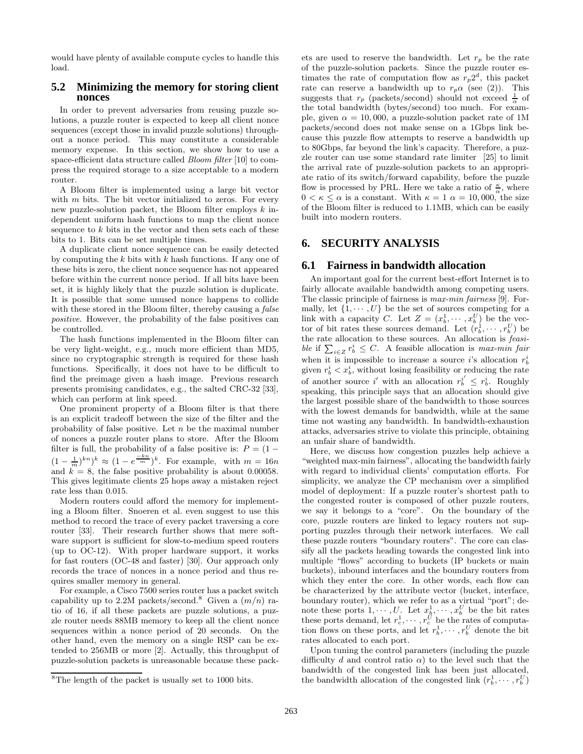would have plenty of available compute cycles to handle this load.

### 5.2 Minimizing the memory for storing client nonces

In order to prevent adversaries from reusing puzzle solutions, a puzzle router is expected to keep all client nonce sequences (except those in invalid puzzle solutions) throughout a nonce period. This may constitute a considerable memory expense. In this section, we show how to use a space-efficient data structure called *Bloom filter* [10] to compress the required storage to a size acceptable to a modern router.

A Bloom filter is implemented using a large bit vector with $m$ bits. The bit vector initialized to zeros. For every new puzzle-solution packet, the Bloom filter employs $k$ independent uniform hash functions to map the client nonce sequence to $k$ bits in the vector and then sets each of these bits to 1. Bits can be set multiple times.

A duplicate client nonce sequence can be easily detected by computing the $k$ bits with $k$ hash functions. If any one of these bits is zero, the client nonce sequence has not appeared before within the current nonce period. If all bits have been set, it is highly likely that the puzzle solution is duplicate. It is possible that some unused nonce happens to collide with these stored in the Bloom filter, thereby causing a *false positive*. However, the probability of the false positives can be controlled.

The hash functions implemented in the Bloom filter can be very light-weight, e.g., much more efficient than MD5, since no cryptographic strength is required for these hash functions. Specifically, it does not have to be difficult to find the preimage given a hash image. Previous research presents promising candidates, e.g., the salted CRC-32 [33], which can perform at link speed.

One prominent property of a Bloom filter is that there is an explicit tradeoff between the size of the filter and the probability of false positive. Let $n$ be the maximal number of nonces a puzzle router plans to store. After the Bloom filter is full, the probability of a false positive is: $P = (1 - (1 - \frac{1}{m})^{kn})^k \approx (1 - e^{\frac{-kn}{m}})^k$. For example, with $m = 16n$ and $k = 8$, the false positive probability is about 0.00058. This gives legitimate clients 25 hops away a mistaken reject rate less than 0.015.

Modern routers could afford the memory for implementing a Bloom filter. Snoeren et al. even suggest to use this method to record the trace of every packet traversing a core router [33]. Their research further shows that mere software support is sufficient for slow-to-medium speed routers (up to OC-12). With proper hardware support, it works for fast routers (OC-48 and faster) [30]. Our approach only records the trace of nonces in a nonce period and thus requires smaller memory in general.

For example, a Cisco 7500 series router has a packet switch capability up to 2.2M packets/second.[8] Given a $(m/n)$ ratio of 16, if all these packets are puzzle solutions, a puzzle router needs 88MB memory to keep all the client nonce sequences within a nonce period of 20 seconds. On the other hand, even the memory on a single RSP can be extended to 256MB or more [2]. Actually, this throughput of puzzle-solution packets is unreasonable because these packets are used to reserve the bandwidth. Let $r_p$ be the rate of the puzzle-solution packets. Since the puzzle router estimates the rate of computation flow as $r_p 2^d$, this packet rate can reserve a bandwidth up to $r_p \alpha$ (see (2)). This suggests that $r_p$ (packets/second) should not exceed $\frac{1}{\alpha}$ of the total bandwidth (bytes/second) too much. For example, given $\alpha = 10,000$, a puzzle-solution packet rate of 1M packets/second does not make sense on a 1Gbps link because this puzzle flow attempts to reserve a bandwidth up to 80Gbps, far beyond the link's capacity. Therefore, a puzzle router can use some standard rate limiter [25] to limit the arrival rate of puzzle-solution packets to an appropriate ratio of its switch/forward capability, before the puzzle flow is processed by PRL. Here we take a ratio of $\frac{\kappa}{\alpha}$, where $0 < \kappa \le \alpha$ is a constant. With $\kappa = 1$ $\alpha = 10,000$, the size of the Bloom filter is reduced to 1.1MB, which can be easily built into modern routers.

[8] The length of the packet is usually set to 1000 bits.

## 6. SECURITY ANALYSIS

### 6.1 Fairness in bandwidth allocation

An important goal for the current best-effort Internet is to fairly allocate available bandwidth among competing users. The classic principle of fairness is *max-min fairness* [9]. Formally, let $\{1, \cdots, U\}$ be the set of sources competing for a link with a capacity $C$. Let $Z = (x_b^1, \cdots, x_b^U)$ be the vector of bit rates these sources demand. Let $(r_b^1, \cdots, r_b^U)$ be the rate allocation to these sources. An allocation is *feasible* if $\sum_{i \in Z} r_b^i \le C$. A feasible allocation is *max-min fair* when it is impossible to increase a source $i$'s allocation $r_b^i$ given $r_b^i < x_b^i$, without losing feasibility or reducing the rate of another source $i'$ with an allocation $r_b^{i'} \le r_b^i$. Roughly speaking, this principle says that an allocation should give the largest possible share of the bandwidth to those sources with the lowest demands for bandwidth, while at the same time not wasting any bandwidth. In bandwidth-exhaustion attacks, adversaries strive to violate this principle, obtaining an unfair share of bandwidth.

Here, we discuss how congestion puzzles help achieve a "weighted max-min fairness", allocating the bandwidth fairly with regard to individual clients' computation efforts. For simplicity, we analyze the CP mechanism over a simplified model of deployment: If a puzzle router's shortest path to the congested router is composed of other puzzle routers, we say it belongs to a "core". On the boundary of the core, puzzle routers are linked to legacy routers not supporting puzzles through their network interfaces. We call these puzzle routers "boundary routers". The core can classify all the packets heading towards the congested link into multiple "flows" according to buckets (IP buckets or main buckets), inbound interfaces and the boundary routers from which they enter the core. In other words, each flow can be characterized by the attribute vector (bucket, interface, boundary router), which we refer to as a virtual "port"; denote these ports $1, \cdots, U$. Let $x_b^1, \cdots, x_b^U$ be the bit rates these ports demand, let $r_c^1, \cdots, r_c^U$ be the rates of computation flows on these ports, and let $r_b^1, \cdots, r_b^U$ denote the bit rates allocated to each port.

Upon tuning the control parameters (including the puzzle difficulty $d$ and control ratio $\alpha$) to the level such that the bandwidth of the congested link has been just allocated, the bandwidth allocation of the congested link $(r_b^1, \cdots, r_b^U)$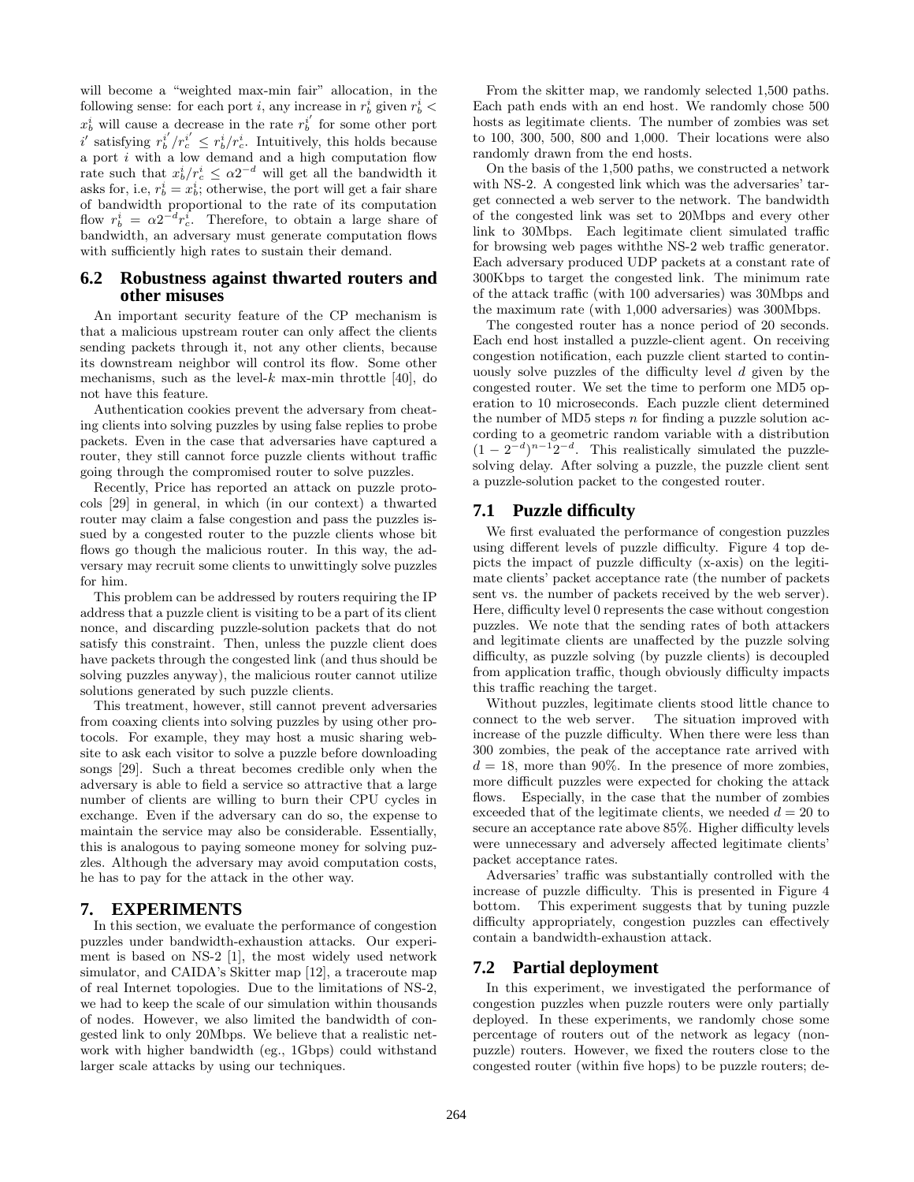will become a "weighted max-min fair" allocation, in the following sense: for each port $i$, any increase in $r_b^i$ given $r_b^i < x_b^i$ will cause a decrease in the rate $r_b^{i'}$ for some other port $i'$ satisfying $r_b^{i'}/r_c^{i'} \leq r_b^i/r_c^i$. Intuitively, this holds because a port $i$ with a low demand and a high computation flow rate such that $x_b^i/r_c^i \leq \alpha 2^{-d}$ will get all the bandwidth it asks for, i.e, $r_b^i = x_b^i$; otherwise, the port will get a fair share of bandwidth proportional to the rate of its computation flow $r_b^i = \alpha 2^{-d} r_c^i$. Therefore, to obtain a large share of bandwidth, an adversary must generate computation flows with sufficiently high rates to sustain their demand.

## 6.2 Robustness against thwarted routers and other misuses

An important security feature of the CP mechanism is that a malicious upstream router can only affect the clients sending packets through it, not any other clients, because its downstream neighbor will control its flow. Some other mechanisms, such as the level-$k$ max-min throttle [40], do not have this feature.

Authentication cookies prevent the adversary from cheating clients into solving puzzles by using false replies to probe packets. Even in the case that adversaries have captured a router, they still cannot force puzzle clients without traffic going through the compromised router to solve puzzles.

Recently, Price has reported an attack on puzzle protocols [29] in general, in which (in our context) a thwarted router may claim a false congestion and pass the puzzles issued by a congested router to the puzzle clients whose bit flows go though the malicious router. In this way, the adversary may recruit some clients to unwittingly solve puzzles for him.

This problem can be addressed by routers requiring the IP address that a puzzle client is visiting to be a part of its client nonce, and discarding puzzle-solution packets that do not satisfy this constraint. Then, unless the puzzle client does have packets through the congested link (and thus should be solving puzzles anyway), the malicious router cannot utilize solutions generated by such puzzle clients.

This treatment, however, still cannot prevent adversaries from coaxing clients into solving puzzles by using other protocols. For example, they may host a music sharing website to ask each visitor to solve a puzzle before downloading songs [29]. Such a threat becomes credible only when the adversary is able to field a service so attractive that a large number of clients are willing to burn their CPU cycles in exchange. Even if the adversary can do so, the expense to maintain the service may also be considerable. Essentially, this is analogous to paying someone money for solving puzzles. Although the adversary may avoid computation costs, he has to pay for the attack in the other way.

# 7. EXPERIMENTS

In this section, we evaluate the performance of congestion puzzles under bandwidth-exhaustion attacks. Our experiment is based on NS-2 [1], the most widely used network simulator, and CAIDA's Skitter map [12], a traceroute map of real Internet topologies. Due to the limitations of NS-2, we had to keep the scale of our simulation within thousands of nodes. However, we also limited the bandwidth of congested link to only 20Mbps. We believe that a realistic network with higher bandwidth (eg., 1Gbps) could withstand larger scale attacks by using our techniques.

From the skitter map, we randomly selected 1,500 paths. Each path ends with an end host. We randomly chose 500 hosts as legitimate clients. The number of zombies was set to 100, 300, 500, 800 and 1,000. Their locations were also randomly drawn from the end hosts.

On the basis of the 1,500 paths, we constructed a network with NS-2. A congested link which was the adversaries' target connected a web server to the network. The bandwidth of the congested link was set to 20Mbps and every other link to 30Mbps. Each legitimate client simulated traffic for browsing web pages withthe NS-2 web traffic generator. Each adversary produced UDP packets at a constant rate of 300Kbps to target the congested link. The minimum rate of the attack traffic (with 100 adversaries) was 30Mbps and the maximum rate (with 1,000 adversaries) was 300Mbps.

The congested router has a nonce period of 20 seconds. Each end host installed a puzzle-client agent. On receiving congestion notification, each puzzle client started to continuously solve puzzles of the difficulty level $d$ given by the congested router. We set the time to perform one MD5 operation to 10 microseconds. Each puzzle client determined the number of MD5 steps $n$ for finding a puzzle solution according to a geometric random variable with a distribution $(1 - 2^{-d})^{n-1} 2^{-d}$. This realistically simulated the puzzle-solving delay. After solving a puzzle, the puzzle client sent a puzzle-solution packet to the congested router.

## 7.1 Puzzle difficulty

We first evaluated the performance of congestion puzzles using different levels of puzzle difficulty. Figure 4 top depicts the impact of puzzle difficulty (x-axis) on the legitimate clients' packet acceptance rate (the number of packets sent vs. the number of packets received by the web server). Here, difficulty level 0 represents the case without congestion puzzles. We note that the sending rates of both attackers and legitimate clients are unaffected by the puzzle solving difficulty, as puzzle solving (by puzzle clients) is decoupled from application traffic, though obviously difficulty impacts this traffic reaching the target.

Without puzzles, legitimate clients stood little chance to connect to the web server. The situation improved with increase of the puzzle difficulty. When there were less than 300 zombies, the peak of the acceptance rate arrived with $d = 18$, more than 90%. In the presence of more zombies, more difficult puzzles were expected for choking the attack flows. Especially, in the case that the number of zombies exceeded that of the legitimate clients, we needed $d = 20$ to secure an acceptance rate above 85%. Higher difficulty levels were unnecessary and adversely affected legitimate clients' packet acceptance rates.

Adversaries' traffic was substantially controlled with the increase of puzzle difficulty. This is presented in Figure 4 bottom. This experiment suggests that by tuning puzzle difficulty appropriately, congestion puzzles can effectively contain a bandwidth-exhaustion attack.

## 7.2 Partial deployment

In this experiment, we investigated the performance of congestion puzzles when puzzle routers were only partially deployed. In these experiments, we randomly chose some percentage of routers out of the network as legacy (non-puzzle) routers. However, we fixed the routers close to the congested router (within five hops) to be puzzle routers; de-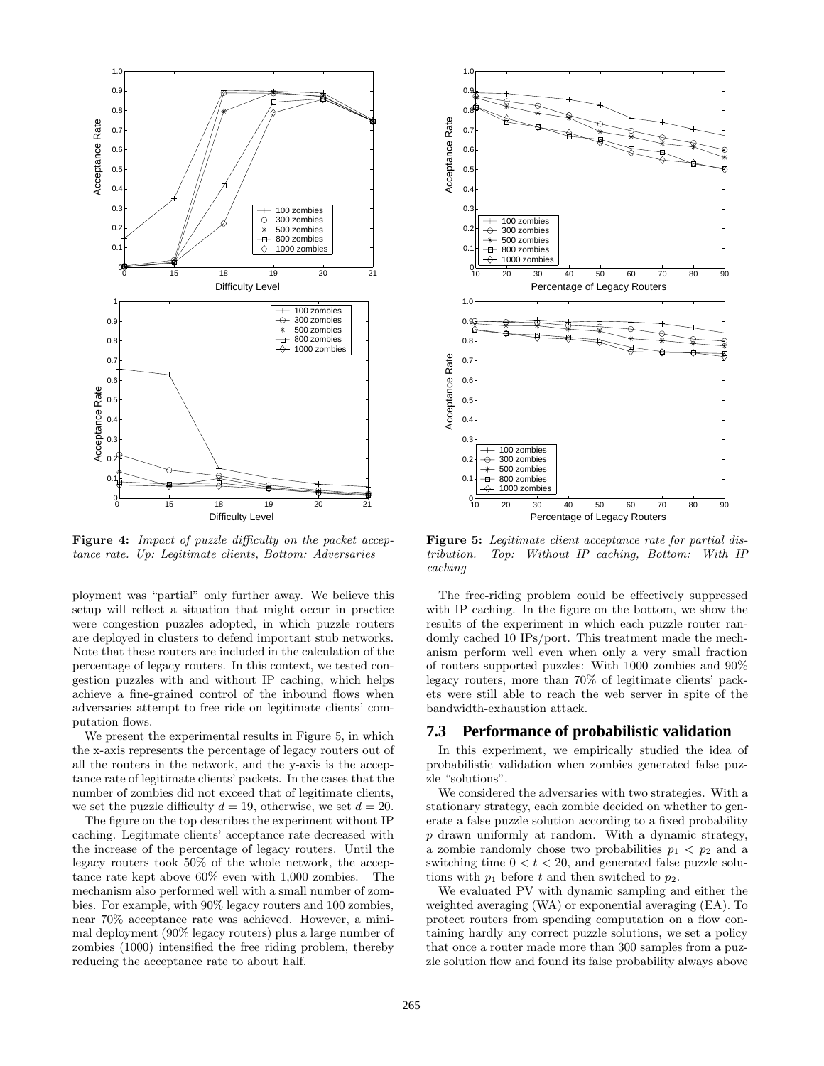**Figure 4:** *Impact of puzzle difficulty on the packet acceptance rate. Up: Legitimate clients, Bottom: Adversaries*

**Figure 5:** *Legitimate client acceptance rate for partial distribution. Top: Without IP caching, Bottom: With IP caching*

ployment was "partial" only further away. We believe this setup will reflect a situation that might occur in practice were congestion puzzles adopted, in which puzzle routers are deployed in clusters to defend important stub networks. Note that these routers are included in the calculation of the percentage of legacy routers. In this context, we tested congestion puzzles with and without IP caching, which helps achieve a fine-grained control of the inbound flows when adversaries attempt to free ride on legitimate clients' computation flows.

We present the experimental results in Figure 5, in which the x-axis represents the percentage of legacy routers out of all the routers in the network, and the y-axis is the acceptance rate of legitimate clients' packets. In the cases that the number of zombies did not exceed that of legitimate clients, we set the puzzle difficulty $d = 19$, otherwise, we set $d = 20$.

The figure on the top describes the experiment without IP caching. Legitimate clients' acceptance rate decreased with the increase of the percentage of legacy routers. Until the legacy routers took 50% of the whole network, the acceptance rate kept above 60% even with 1,000 zombies. The mechanism also performed well with a small number of zombies. For example, with 90% legacy routers and 100 zombies, near 70% acceptance rate was achieved. However, a minimal deployment (90% legacy routers) plus a large number of zombies (1000) intensified the free riding problem, thereby reducing the acceptance rate to about half.

The free-riding problem could be effectively suppressed with IP caching. In the figure on the bottom, we show the results of the experiment in which each puzzle router randomly cached 10 IPs/port. This treatment made the mechanism perform well even when only a very small fraction of routers supported puzzles: With 1000 zombies and 90% legacy routers, more than 70% of legitimate clients' packets were still able to reach the web server in spite of the bandwidth-exhaustion attack.

## 7.3 Performance of probabilistic validation

In this experiment, we empirically studied the idea of probabilistic validation when zombies generated false puzzle "solutions".

We considered the adversaries with two strategies. With a stationary strategy, each zombie decided on whether to generate a false puzzle solution according to a fixed probability $p$ drawn uniformly at random. With a dynamic strategy, a zombie randomly chose two probabilities $p_1 < p_2$ and a switching time $0 < t < 20$, and generated false puzzle solutions with $p_1$ before $t$ and then switched to $p_2$.

We evaluated PV with dynamic sampling and either the weighted averaging (WA) or exponential averaging (EA). To protect routers from spending computation on a flow containing hardly any correct puzzle solutions, we set a policy that once a router made more than 300 samples from a puzzle solution flow and found its false probability always above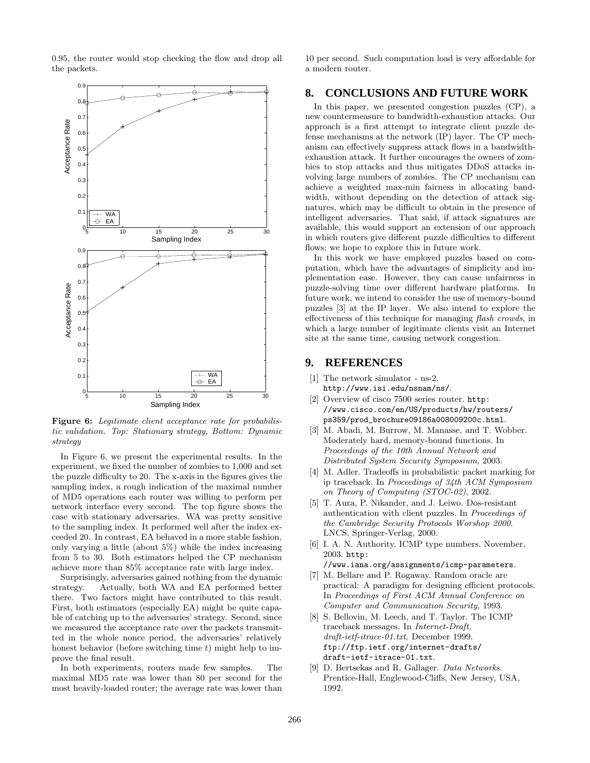0.95, the router would stop checking the flow and drop all the packets.

**Figure 6:** *Legitimate client acceptance rate for probabilistic validation. Top: Stationary strategy, Bottom: Dynamic strategy*

In Figure 6, we present the experimental results. In the experiment, we fixed the number of zombies to 1,000 and set the puzzle difficulty to 20. The x-axis in the figures gives the sampling index, a rough indication of the maximal number of MD5 operations each router was willing to perform per network interface every second. The top figure shows the case with stationary adversaries. WA was pretty sensitive to the sampling index. It performed well after the index exceeded 20. In contrast, EA behaved in a more stable fashion, only varying a little (about 5%) while the index increasing from 5 to 30. Both estimators helped the CP mechanism achieve more than 85% acceptance rate with large index.

Surprisingly, adversaries gained nothing from the dynamic strategy. Actually, both WA and EA performed better there. Two factors might have contributed to this result. First, both estimators (especially EA) might be quite capable of catching up to the adversaries' strategy. Second, since we measured the acceptance rate over the packets transmitted in the whole nonce period, the adversaries' relatively honest behavior (before switching time $t$) might help to improve the final result.

In both experiments, routers made few samples. The maximal MD5 rate was lower than 80 per second for the most heavily-loaded router; the average rate was lower than 10 per second. Such computation load is very affordable for a modern router.

## 8. CONCLUSIONS AND FUTURE WORK

In this paper, we presented congestion puzzles (CP), a new countermeasure to bandwidth-exhaustion attacks. Our approach is a first attempt to integrate client puzzle defense mechanisms at the network (IP) layer. The CP mechanism can effectively suppress attack flows in a bandwidth-exhaustion attack. It further encourages the owners of zombies to stop attacks and thus mitigates DDoS attacks involving large numbers of zombies. The CP mechanism can achieve a weighted max-min fairness in allocating bandwidth, without depending on the detection of attack signatures, which may be difficult to obtain in the presence of intelligent adversaries. That said, if attack signatures are available, this would support an extension of our approach in which routers give different puzzle difficulties to different flows; we hope to explore this in future work.

In this work we have employed puzzles based on computation, which have the advantages of simplicity and implementation ease. However, they can cause unfairness in puzzle-solving time over different hardware platforms. In future work, we intend to consider the use of memory-bound puzzles [3] at the IP layer. We also intend to explore the effectiveness of this technique for managing *flash crowds*, in which a large number of legitimate clients visit an Internet site at the same time, causing network congestion.

## 9. REFERENCES

[1] The network simulator - ns-2. http://www.isi.edu/nsnam/ns/.

[2] Overview of cisco 7500 series router. http://www.cisco.com/en/US/products/hw/routers/ps359/prod_brochure09186a008009200c.html.

[3] M. Abadi, M. Burrow, M. Manasse, and T. Wobber. Moderately hard, memory-bound functions. In *Proceedings of the 10th Annual Network and Distributed System Security Symposium*, 2003.

[4] M. Adler. Tradeoffs in probabilistic packet marking for ip traceback. In *Proceedings of 34th ACM Symposium on Theory of Computing (STOC-02)*, 2002.

[5] T. Aura, P. Nikander, and J. Leiwo. Dos-resistant authentication with client puzzles. In *Proceedings of the Cambridge Security Protocols Worshop 2000*. LNCS, Springer-Verlag, 2000.

[6] I. A. N. Authority. ICMP type numbers. November, 2003. http://www.iana.org/assignments/icmp-parameters.

[7] M. Bellare and P. Rogaway. Random oracle are practical: A paradigm for designing efficient protocols. In *Proceedings of First ACM Annual Conference on Computer and Communication Security*, 1993.

[8] S. Bellovin, M. Leech, and T. Taylor. The ICMP traceback messages. In *Internet-Draft, draft-ietf-itrace-01.txt*, December 1999. ftp://ftp.ietf.org/internet-drafts/draft-ietf-itrace-01.txt.

[9] D. Bertsekas and R. Gallager. *Data Networks*. Prentice-Hall, Englewood-Cliffs, New Jersey, USA, 1992.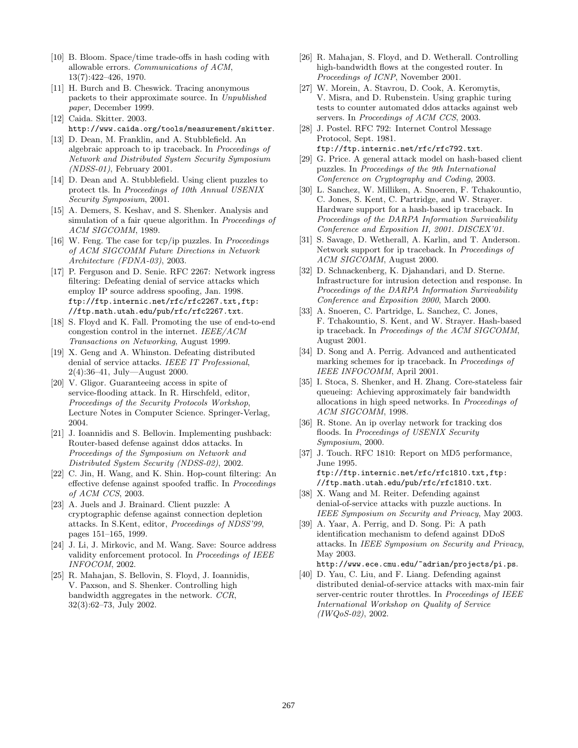[10] B. Bloom. Space/time trade-offs in hash coding with allowable errors. *Communications of ACM*, 13(7):422–426, 1970.

[11] H. Burch and B. Cheswick. Tracing anonymous packets to their approximate source. In *Unpublished paper*, December 1999.

[12] Caida. Skitter. 2003. `http://www.caida.org/tools/measurement/skitter`.

[13] D. Dean, M. Franklin, and A. Stubblefield. An algebraic approach to ip traceback. In *Proceedings of Network and Distributed System Security Symposium (NDSS-01)*, February 2001.

[14] D. Dean and A. Stubblefield. Using client puzzles to protect tls. In *Proceedings of 10th Annual USENIX Security Symposium*, 2001.

[15] A. Demers, S. Keshav, and S. Shenker. Analysis and simulation of a fair queue algorithm. In *Proceedings of ACM SIGCOMM*, 1989.

[16] W. Feng. The case for tcp/ip puzzles. In *Proceedings of ACM SIGCOMM Future Directions in Network Architecture (FDNA-03)*, 2003.

[17] P. Ferguson and D. Senie. RFC 2267: Network ingress filtering: Defeating denial of service attacks which employ IP source address spoofing, Jan. 1998. `ftp://ftp.internic.net/rfc/rfc2267.txt,ftp://ftp.math.utah.edu/pub/rfc/rfc2267.txt`.

[18] S. Floyd and K. Fall. Promoting the use of end-to-end congestion control in the internet. *IEEE/ACM Transactions on Networking*, August 1999.

[19] X. Geng and A. Whinston. Defeating distributed denial of service attacks. *IEEE IT Professional*, 2(4):36–41, July—August 2000.

[20] V. Gligor. Guaranteeing access in spite of service-flooding attack. In R. Hirschfeld, editor, *Proceedings of the Security Protocols Workshop*, Lecture Notes in Computer Scicence. Springer-Verlag, 2004.

[21] J. Ioannidis and S. Bellovin. Implementing pushback: Router-based defense against ddos attacks. In *Proceedings of the Symposium on Network and Distributed System Security (NDSS-02)*, 2002.

[22] C. Jin, H. Wang, and K. Shin. Hop-count filtering: An effective defense against spoofed traffic. In *Proceedings of ACM CCS*, 2003.

[23] A. Juels and J. Brainard. Client puzzle: A cryptographic defense against connection depletion attacks. In S.Kent, editor, *Proceedings of NDSS'99*, pages 151–165, 1999.

[24] J. Li, J. Mirkovic, and M. Wang. Save: Source address validity enforcement protocol. In *Proceedings of IEEE INFOCOM*, 2002.

[25] R. Mahajan, S. Bellovin, S. Floyd, J. Ioannidis, V. Paxson, and S. Shenker. Controlling high bandwidth aggregates in the network. *CCR*, 32(3):62–73, July 2002.

[26] R. Mahajan, S. Floyd, and D. Wetherall. Controlling high-bandwidth flows at the congested router. In *Proceedings of ICNP*, November 2001.

[27] W. Morein, A. Stavrou, D. Cook, A. Keromytis, V. Misra, and D. Rubenstein. Using graphic turing tests to counter automated ddos attacks against web servers. In *Proceedings of ACM CCS*, 2003.

[28] J. Postel. RFC 792: Internet Control Message Protocol, Sept. 1981. `ftp://ftp.internic.net/rfc/rfc792.txt`.

[29] G. Price. A general attack model on hash-based client puzzles. In *Proceedings of the 9th International Conference on Cryptography and Coding*, 2003.

[30] L. Sanchez, W. Milliken, A. Snoeren, F. Tchakountio, C. Jones, S. Kent, C. Partridge, and W. Strayer. Hardware support for a hash-based ip traceback. In *Proceedings of the DARPA Information Survivability Conference and Exposition II, 2001. DISCEX'01*.

[31] S. Savage, D. Wetherall, A. Karlin, and T. Anderson. Network support for ip traceback. In *Proceedings of ACM SIGCOMM*, August 2000.

[32] D. Schnackenberg, K. Djahandari, and D. Sterne. Infrastructure for intrusion detection and response. In *Proceedings of the DARPA Information Survivability Conference and Exposition 2000*, March 2000.

[33] A. Snoeren, C. Partridge, L. Sanchez, C. Jones, F. Tchakountio, S. Kent, and W. Strayer. Hash-based ip traceback. In *Proceedings of the ACM SIGCOMM*, August 2001.

[34] D. Song and A. Perrig. Advanced and authenticated marking schemes for ip traceback. In *Proceedings of IEEE INFOCOMM*, April 2001.

[35] I. Stoca, S. Shenker, and H. Zhang. Core-stateless fair queueing: Achieving approximately fair bandwidth allocations in high speed networks. In *Proceedings of ACM SIGCOMM*, 1998.

[36] R. Stone. An ip overlay network for tracking dos floods. In *Proceedings of USENIX Security Symposium*, 2000.

[37] J. Touch. RFC 1810: Report on MD5 performance, June 1995. `ftp://ftp.internic.net/rfc/rfc1810.txt,ftp://ftp.math.utah.edu/pub/rfc/rfc1810.txt`.

[38] X. Wang and M. Reiter. Defending against denial-of-service attacks with puzzle auctions. In *IEEE Symposium on Security and Privacy*, May 2003.

[39] A. Yaar, A. Perrig, and D. Song. Pi: A path identification mechanism to defend against DDoS attacks. In *IEEE Symposium on Security and Privacy*, May 2003. `http://www.ece.cmu.edu/~adrian/projects/pi.ps`.

[40] D. Yau, C. Liu, and F. Liang. Defending against distributed denial-of-service attacks with max-min fair server-centric router throttles. In *Proceedings of IEEE International Workshop on Quality of Service (IWQoS-02)*, 2002.